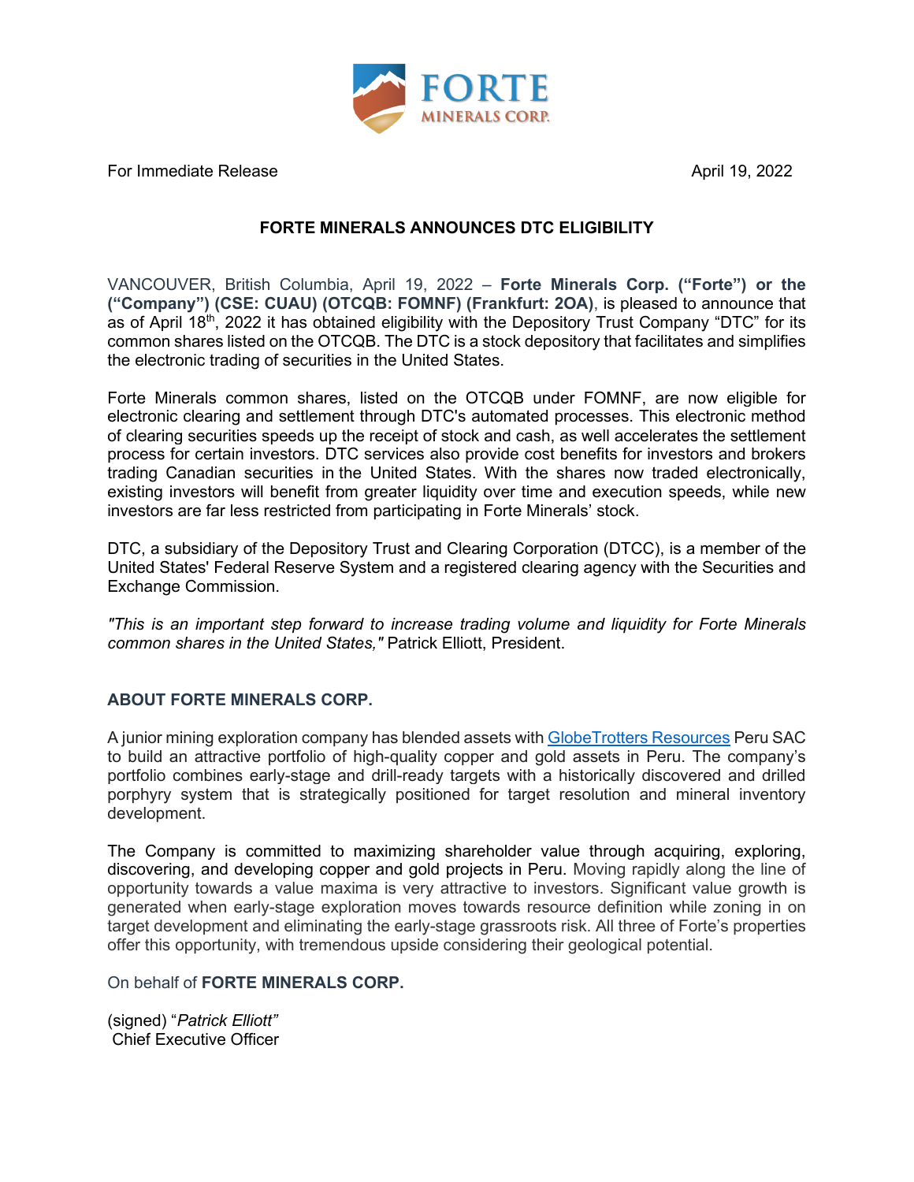For Immediate Release April 19, 2022

# FORTE MINERALS ANNOUNCES DTC ELIGIBILITY

VANCOUVER, British Columbia, April 19, 2022 – **Forte Minerals Corp. ("Forte") or the ("Company") (CSE: CUAU) (OTCQB: FOMNF) (Frankfurt: 2OA)**, is pleased to announce that as of April 18th, 2022 it has obtained eligibility with the Depository Trust Company "DTC" for its common shares listed on the OTCQB. The DTC is a stock depository that facilitates and simplifies the electronic trading of securities in the United States.

Forte Minerals common shares, listed on the OTCQB under FOMNF, are now eligible for electronic clearing and settlement through DTC's automated processes. This electronic method of clearing securities speeds up the receipt of stock and cash, as well accelerates the settlement process for certain investors. DTC services also provide cost benefits for investors and brokers trading Canadian securities in the United States. With the shares now traded electronically, existing investors will benefit from greater liquidity over time and execution speeds, while new investors are far less restricted from participating in Forte Minerals' stock.

DTC, a subsidiary of the Depository Trust and Clearing Corporation (DTCC), is a member of the United States' Federal Reserve System and a registered clearing agency with the Securities and Exchange Commission.

*"This is an important step forward to increase trading volume and liquidity for Forte Minerals common shares in the United States,"* Patrick Elliott, President.

## ABOUT FORTE MINERALS CORP.

A junior mining exploration company has blended assets with GlobeTrotters Resources Peru SAC to build an attractive portfolio of high-quality copper and gold assets in Peru. The company's portfolio combines early-stage and drill-ready targets with a historically discovered and drilled porphyry system that is strategically positioned for target resolution and mineral inventory development.

The Company is committed to maximizing shareholder value through acquiring, exploring, discovering, and developing copper and gold projects in Peru. Moving rapidly along the line of opportunity towards a value maxima is very attractive to investors. Significant value growth is generated when early-stage exploration moves towards resource definition while zoning in on target development and eliminating the early-stage grassroots risk. All three of Forte's properties offer this opportunity, with tremendous upside considering their geological potential.

On behalf of **FORTE MINERALS CORP.**

(signed) "*Patrick Elliott"*
Chief Executive Officer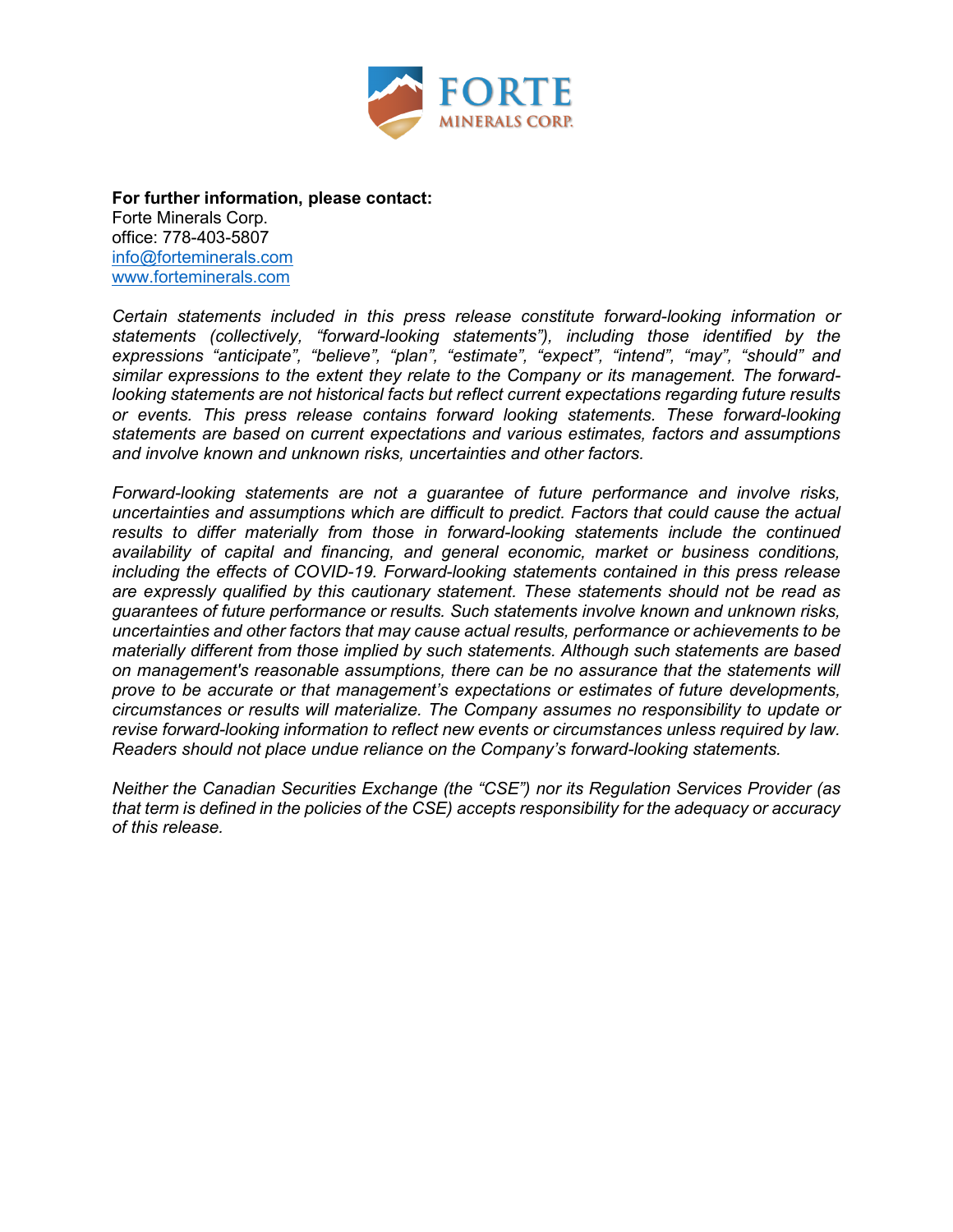**For further information, please contact:**
Forte Minerals Corp.
office: 778-403-5807
info@forteminerals.com
www.forteminerals.com

*Certain statements included in this press release constitute forward-looking information or statements (collectively, "forward-looking statements"), including those identified by the expressions "anticipate", "believe", "plan", "estimate", "expect", "intend", "may", "should" and similar expressions to the extent they relate to the Company or its management. The forward-looking statements are not historical facts but reflect current expectations regarding future results or events. This press release contains forward looking statements. These forward-looking statements are based on current expectations and various estimates, factors and assumptions and involve known and unknown risks, uncertainties and other factors.*

*Forward-looking statements are not a guarantee of future performance and involve risks, uncertainties and assumptions which are difficult to predict. Factors that could cause the actual results to differ materially from those in forward-looking statements include the continued availability of capital and financing, and general economic, market or business conditions, including the effects of COVID-19. Forward-looking statements contained in this press release are expressly qualified by this cautionary statement. These statements should not be read as guarantees of future performance or results. Such statements involve known and unknown risks, uncertainties and other factors that may cause actual results, performance or achievements to be materially different from those implied by such statements. Although such statements are based on management's reasonable assumptions, there can be no assurance that the statements will prove to be accurate or that management's expectations or estimates of future developments, circumstances or results will materialize. The Company assumes no responsibility to update or revise forward-looking information to reflect new events or circumstances unless required by law. Readers should not place undue reliance on the Company's forward-looking statements.*

*Neither the Canadian Securities Exchange (the "CSE") nor its Regulation Services Provider (as that term is defined in the policies of the CSE) accepts responsibility for the adequacy or accuracy of this release.*